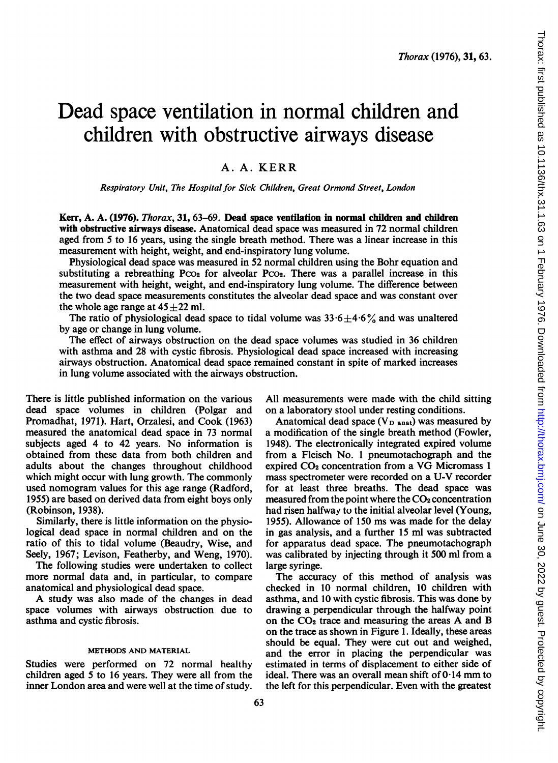# Dead space ventilation in normal children and children with obstructive airways disease

A. A. KERR

*Respiratory Unit, The Hospital for Sick Children, Great Ormond Street, London*

**Kerr, A. A. (1976).** *Thorax*, **31**, 63–69. **Dead space ventilation in normal children and children with obstructive airways disease.** Anatomical dead space was measured in 72 normal children aged from 5 to 16 years, using the single breath method. There was a linear increase in this measurement with height, weight, and end-inspiratory lung volume.

Physiological dead space was measured in 52 normal children using the Bohr equation and substituting a rebreathing $P_{CO_2}$ for alveolar $P_{CO_2}$. There was a parallel increase in this measurement with height, weight, and end-inspiratory lung volume. The difference between the two dead space measurements constitutes the alveolar dead space and was constant over the whole age range at $45 \pm 22$ ml.

The ratio of physiological dead space to tidal volume was $33 \cdot 6 \pm 4 \cdot 6\%$ and was unaltered by age or change in lung volume.

The effect of airways obstruction on the dead space volumes was studied in 36 children with asthma and 28 with cystic fibrosis. Physiological dead space increased with increasing airways obstruction. Anatomical dead space remained constant in spite of marked increases in lung volume associated with the airways obstruction.

There is little published information on the various dead space volumes in children (Polgar and Promadhat, 1971). Hart, Orzalesi, and Cook (1963) measured the anatomical dead space in 73 normal subjects aged 4 to 42 years. No information is obtained from these data from both children and adults about the changes throughout childhood which might occur with lung growth. The commonly used nomogram values for this age range (Radford, 1955) are based on derived data from eight boys only (Robinson, 1938).

Similarly, there is little information on the physiological dead space in normal children and on the ratio of this to tidal volume (Beaudry, Wise, and Seely, 1967; Levison, Featherby, and Weng, 1970).

The following studies were undertaken to collect more normal data and, in particular, to compare anatomical and physiological dead space.

A study was also made of the changes in dead space volumes with airways obstruction due to asthma and cystic fibrosis.

## METHODS AND MATERIAL

Studies were performed on 72 normal healthy children aged 5 to 16 years. They were all from the inner London area and were well at the time of study. All measurements were made with the child sitting on a laboratory stool under resting conditions.

Anatomical dead space ($V_{D\ anat}$) was measured by a modification of the single breath method (Fowler, 1948). The electronically integrated expired volume from a Fleisch No. 1 pneumotachograph and the expired $CO_2$ concentration from a VG Micromass 1 mass spectrometer were recorded on a U-V recorder for at least three breaths. The dead space was measured from the point where the $CO_2$ concentration had risen halfway to the initial alveolar level (Young, 1955). Allowance of 150 ms was made for the delay in gas analysis, and a further 15 ml was subtracted for apparatus dead space. The pneumotachograph was calibrated by injecting through it 500 ml from a large syringe.

The accuracy of this method of analysis was checked in 10 normal children, 10 children with asthma, and 10 with cystic fibrosis. This was done by drawing a perpendicular through the halfway point on the $CO_2$ trace and measuring the areas A and B on the trace as shown in Figure 1. Ideally, these areas should be equal. They were cut out and weighed, and the error in placing the perpendicular was estimated in terms of displacement to either side of ideal. There was an overall mean shift of 0·14 mm to the left for this perpendicular. Even with the greatest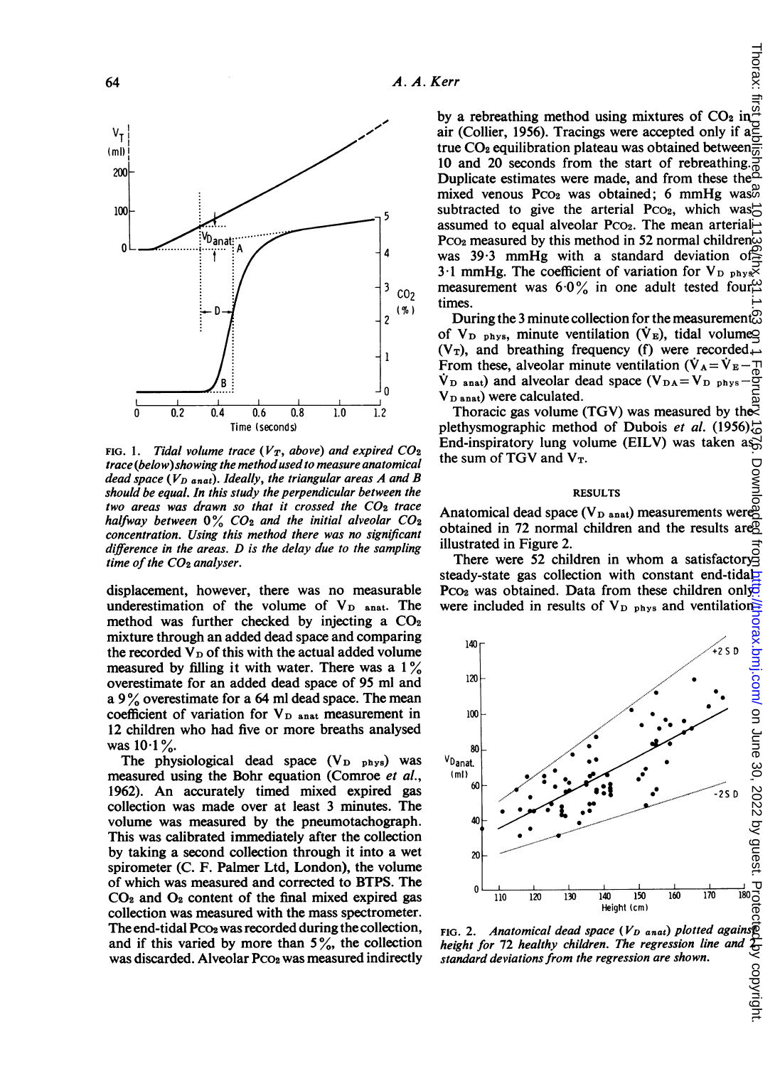FIG. 1. *Tidal volume trace ($V_T$, above) and expired $CO_2$ trace (below) showing the method used to measure anatomical dead space ($V_{D\ anat}$). Ideally, the triangular areas A and B should be equal. In this study the perpendicular between the two areas was drawn so that it crossed the $CO_2$ trace halfway between 0% $CO_2$ and the initial alveolar $CO_2$ concentration. Using this method there was no significant difference in the areas. D is the delay due to the sampling time of the $CO_2$ analyser.*

displacement, however, there was no measurable underestimation of the volume of $V_{D\ anat}$. The method was further checked by injecting a $CO_2$ mixture through an added dead space and comparing the recorded $V_D$ of this with the actual added volume measured by filling it with water. There was a 1% overestimate for an added dead space of 95 ml and a 9% overestimate for a 64 ml dead space. The mean coefficient of variation for $V_{D\ anat}$ measurement in 12 children who had five or more breaths analysed was 10·1%.

The physiological dead space ($V_{D\ phys}$) was measured using the Bohr equation (Comroe *et al.*, 1962). An accurately timed mixed expired gas collection was made over at least 3 minutes. The volume was measured by the pneumotachograph. This was calibrated immediately after the collection by taking a second collection through it into a wet spirometer (C. F. Palmer Ltd, London), the volume of which was measured and corrected to BTPS. The $CO_2$ and $O_2$ content of the final mixed expired gas collection was measured with the mass spectrometer. The end-tidal $P_{CO_2}$ was recorded during the collection, and if this varied by more than 5%, the collection was discarded. Alveolar $P_{CO_2}$ was measured indirectly by a rebreathing method using mixtures of $CO_2$ in air (Collier, 1956). Tracings were accepted only if a true $CO_2$ equilibration plateau was obtained between 10 and 20 seconds from the start of rebreathing. Duplicate estimates were made, and from these the mixed venous $P_{CO_2}$ was obtained; 6 mmHg was subtracted to give the arterial $P_{CO_2}$, which was assumed to equal alveolar $P_{CO_2}$. The mean arterial $P_{CO_2}$ measured by this method in 52 normal children was 39·3 mmHg with a standard deviation of 3·1 mmHg. The coefficient of variation for $V_{D\ phys}$ measurement was 6·0% in one adult tested four times.

During the 3 minute collection for the measurement of $V_{D\ phys}$, minute ventilation ($\dot{V}_E$), tidal volume ($V_T$), and breathing frequency (f) were recorded. From these, alveolar minute ventilation ($\dot{V}_A = \dot{V}_E - \dot{V}_{D\ anat}$) and alveolar dead space ($V_{DA} = V_{D\ phys} - V_{D\ anat}$) were calculated.

Thoracic gas volume (TGV) was measured by the plethysmographic method of Dubois *et al.* (1956). End-inspiratory lung volume (EILV) was taken as the sum of TGV and $V_T$.

## RESULTS

Anatomical dead space ($V_{D\ anat}$) measurements were obtained in 72 normal children and the results are illustrated in Figure 2.

There were 52 children in whom a satisfactory steady-state gas collection with constant end-tidal $P_{CO_2}$ was obtained. Data from these children only were included in results of $V_{D\ phys}$ and ventilation

FIG. 2. *Anatomical dead space ($V_{D\ anat}$) plotted against height for 72 healthy children. The regression line and 2 standard deviations from the regression are shown.*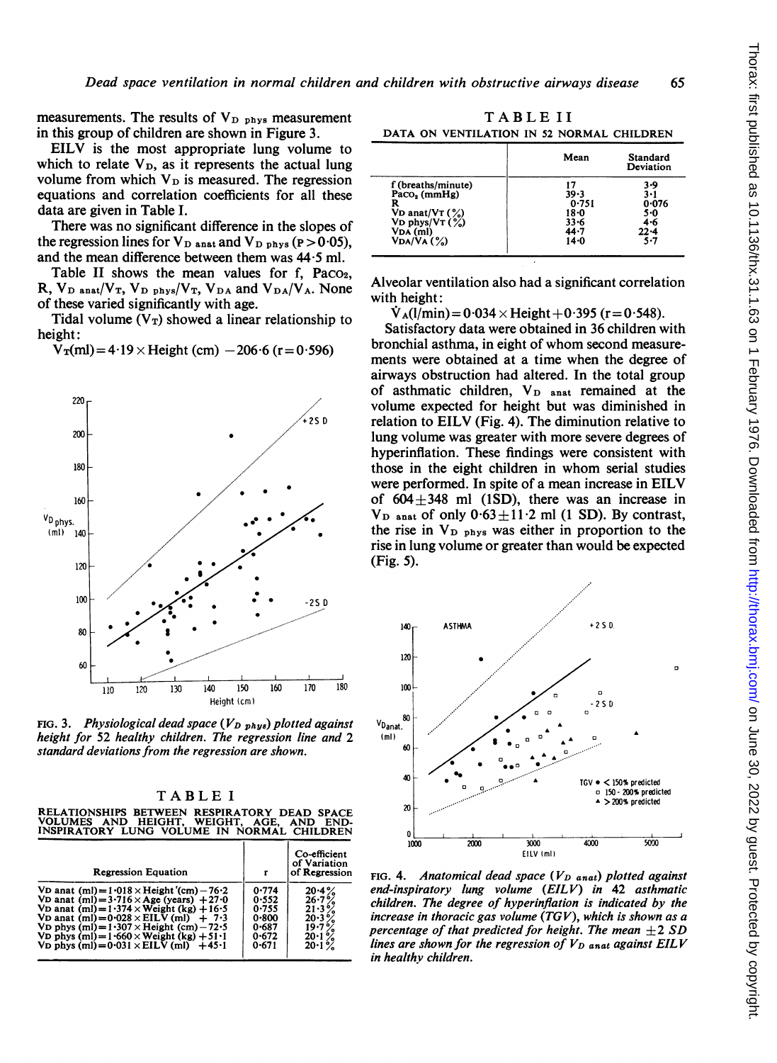measurements. The results of $V_{D\ phys}$ measurement in this group of children are shown in Figure 3.

EILV is the most appropriate lung volume to which to relate $V_D$, as it represents the actual lung volume from which $V_D$ is measured. The regression equations and correlation coefficients for all these data are given in Table I.

There was no significant difference in the slopes of the regression lines for $V_{D\ anat}$ and $V_{D\ phys}$ ($P > 0.05$), and the mean difference between them was 44·5 ml.

Table II shows the mean values for f, $Pa_{CO_2}$, R, $V_{D\ anat}/V_T$, $V_{D\ phys}/V_T$, $V_{DA}$ and $V_{DA}/V_A$. None of these varied significantly with age.

Tidal volume ($V_T$) showed a linear relationship to height:

$$V_T(\text{ml}) = 4{\cdot}19 \times \text{Height (cm)} - 206{\cdot}6 \ (r = 0{\cdot}596)$$

FIG. 3. *Physiological dead space ($V_{D\ phys}$) plotted against height for 52 healthy children. The regression line and 2 standard deviations from the regression are shown.*

TABLE I

RELATIONSHIPS BETWEEN RESPIRATORY DEAD SPACE VOLUMES AND HEIGHT, WEIGHT, AGE, AND END-INSPIRATORY LUNG VOLUME IN NORMAL CHILDREN

| Regression Equation | r | Co-efficient of Variation of Regression |
|---|---|---|
| $V_D$ anat (ml) = 1·018 × Height (cm) − 76·2 | 0·774 | 20·4% |
| $V_D$ anat (ml) = 3·716 × Age (years) + 27·0 | 0·552 | 26·7% |
| $V_D$ anat (ml) = 1·374 × Weight (kg) + 16·5 | 0·755 | 21·3% |
| $V_D$ anat (ml) = 0·028 × EILV (ml) + 7·3 | 0·800 | 20·3% |
| $V_D$ phys (ml) = 1·307 × Height (cm) − 72·5 | 0·687 | 19·7% |
| $V_D$ phys (ml) = 1·660 × Weight (kg) + 51·1 | 0·672 | 20·1% |
| $V_D$ phys (ml) = 0·031 × EILV (ml) + 45·1 | 0·671 | 20·1% |

TABLE II

DATA ON VENTILATION IN 52 NORMAL CHILDREN

| | Mean | Standard Deviation |
|---|---|---|
| f (breaths/minute) | 17 | 3·9 |
| $Pa_{CO_2}$ (mmHg) | 39·3 | 3·1 |
| R | 0·751 | 0·076 |
| $V_D$ anat/$V_T$ (%) | 18·0 | 5·0 |
| $V_D$ phys/$V_T$ (%) | 33·6 | 4·6 |
| $V_{DA}$ (ml) | 44·7 | 22·4 |
| $V_{DA}/V_A$ (%) | 14·0 | 5·7 |

Alveolar ventilation also had a significant correlation with height:

$$\dot{V}_A(\text{l/min}) = 0{\cdot}034 \times \text{Height} + 0{\cdot}395 \ (r = 0{\cdot}548).$$

Satisfactory data were obtained in 36 children with bronchial asthma, in eight of whom second measurements were obtained at a time when the degree of airways obstruction had altered. In the total group of asthmatic children, $V_{D\ anat}$ remained at the volume expected for height but was diminished in relation to EILV (Fig. 4). The diminution relative to lung volume was greater with more severe degrees of hyperinflation. These findings were consistent with those in the eight children in whom serial studies were performed. In spite of a mean increase in EILV of 604±348 ml (1SD), there was an increase in $V_{D\ anat}$ of only 0·63±11·2 ml (1 SD). By contrast, the rise in $V_{D\ phys}$ was either in proportion to the rise in lung volume or greater than would be expected (Fig. 5).

FIG. 4. *Anatomical dead space ($V_{D\ anat}$) plotted against end-inspiratory lung volume (EILV) in 42 asthmatic children. The degree of hyperinflation is indicated by the increase in thoracic gas volume (TGV), which is shown as a percentage of that predicted for height. The mean ±2 SD lines are shown for the regression of $V_{D\ anat}$ against EILV in healthy children.*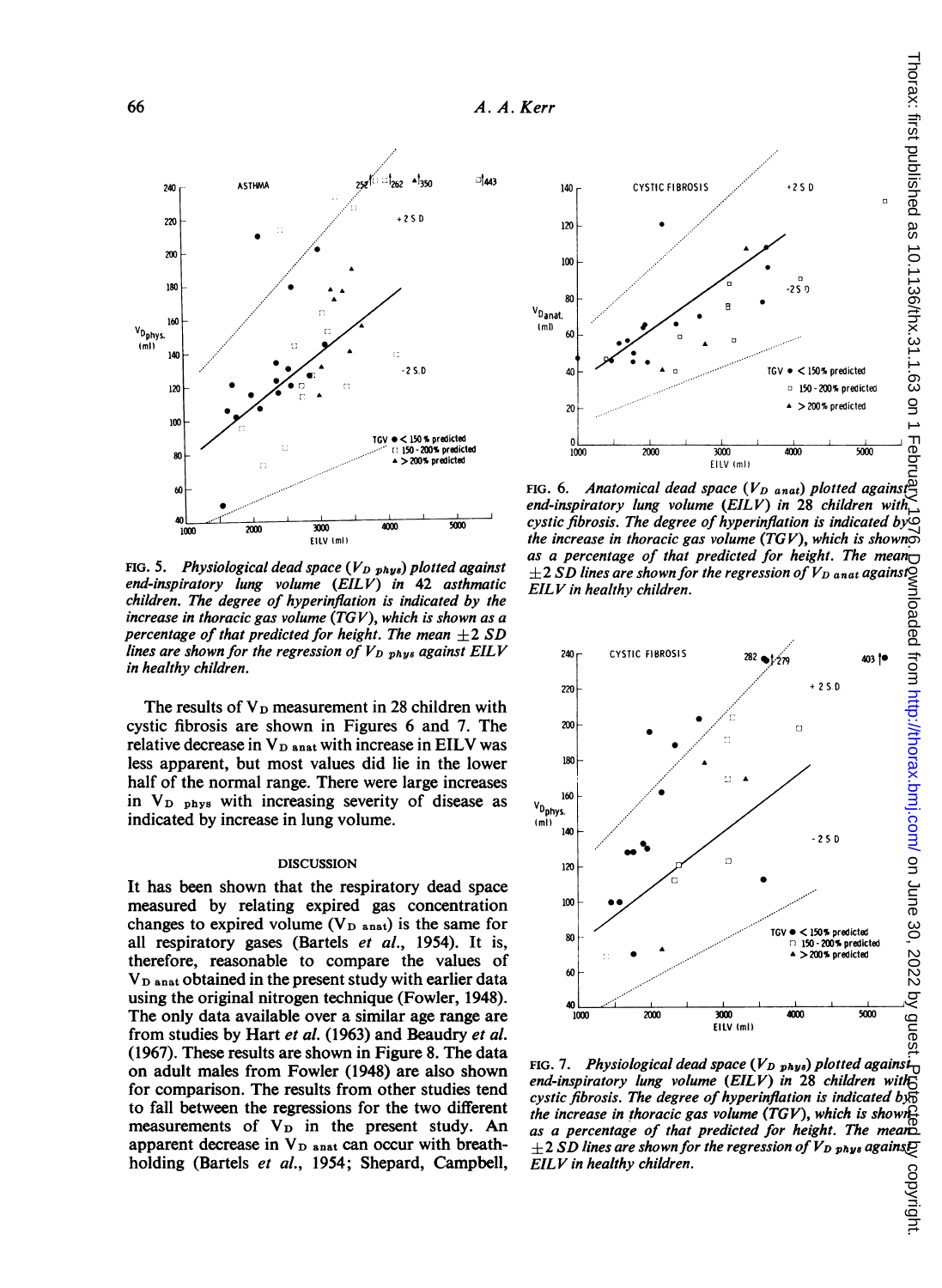FIG. 5. *Physiological dead space ($V_{D\ phys}$) plotted against end-inspiratory lung volume (EILV) in 42 asthmatic children. The degree of hyperinflation is indicated by the increase in thoracic gas volume (TGV), which is shown as a percentage of that predicted for height. The mean $\pm 2$ SD lines are shown for the regression of $V_{D\ phys}$ against EILV in healthy children.*

The results of $V_D$ measurement in 28 children with cystic fibrosis are shown in Figures 6 and 7. The relative decrease in $V_{D\ anat}$ with increase in EILV was less apparent, but most values did lie in the lower half of the normal range. There were large increases in $V_{D\ phys}$ with increasing severity of disease as indicated by increase in lung volume.

## DISCUSSION

It has been shown that the respiratory dead space measured by relating expired gas concentration changes to expired volume ($V_{D\ anat}$) is the same for all respiratory gases (Bartels *et al.*, 1954). It is, therefore, reasonable to compare the values of $V_{D\ anat}$ obtained in the present study with earlier data using the original nitrogen technique (Fowler, 1948). The only data available over a similar age range are from studies by Hart *et al.* (1963) and Beaudry *et al.* (1967). These results are shown in Figure 8. The data on adult males from Fowler (1948) are also shown for comparison. The results from other studies tend to fall between the regressions for the two different measurements of $V_D$ in the present study. An apparent decrease in $V_{D\ anat}$ can occur with breath-holding (Bartels *et al.*, 1954; Shepard, Campbell,

FIG. 6. *Anatomical dead space ($V_{D\ anat}$) plotted against end-inspiratory lung volume (EILV) in 28 children with cystic fibrosis. The degree of hyperinflation is indicated by the increase in thoracic gas volume (TGV), which is shown as a percentage of that predicted for height. The mean $\pm 2$ SD lines are shown for the regression of $V_{D\ anat}$ against EILV in healthy children.*

FIG. 7. *Physiological dead space ($V_{D\ phys}$) plotted against end-inspiratory lung volume (EILV) in 28 children with cystic fibrosis. The degree of hyperinflation is indicated by the increase in thoracic gas volume (TGV), which is shown as a percentage of that predicted for height. The mean $\pm 2$ SD lines are shown for the regression of $V_{D\ phys}$ against EILV in healthy children.*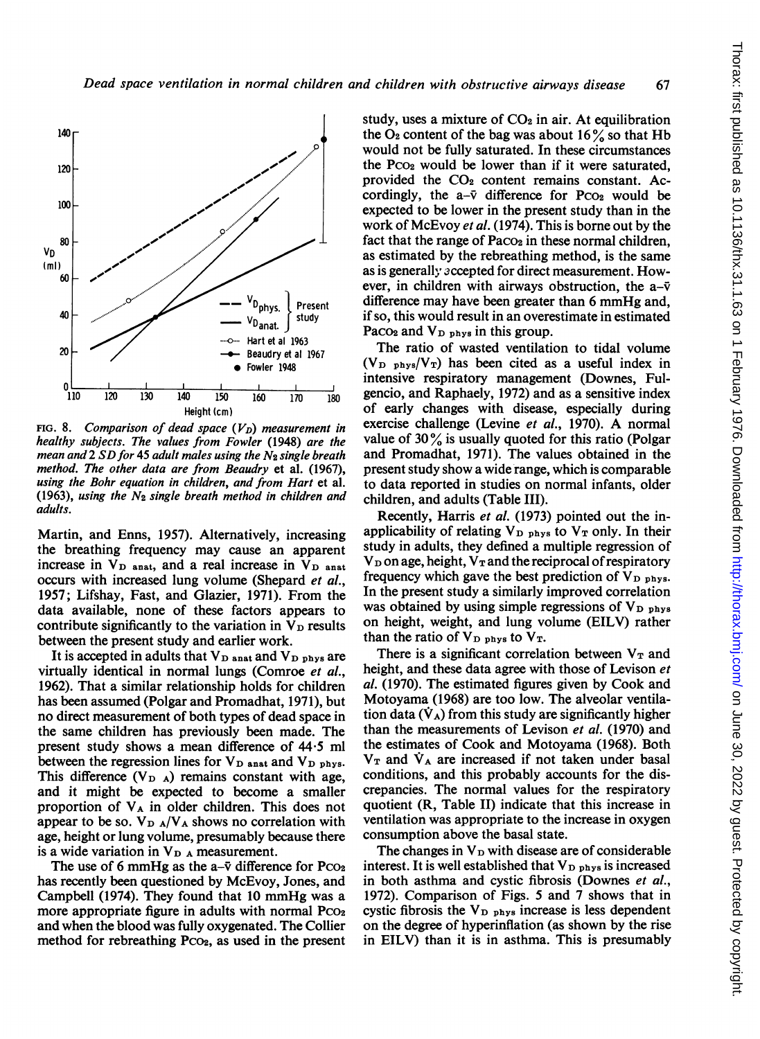FIG. 8. *Comparison of dead space ($V_D$) measurement in healthy subjects. The values from Fowler (1948) are the mean and 2 SD for 45 adult males using the $N_2$ single breath method. The other data are from Beaudry* et al. *(1967), using the Bohr equation in children, and from Hart* et al. *(1963), using the $N_2$ single breath method in children and adults.*

Martin, and Enns, 1957). Alternatively, increasing the breathing frequency may cause an apparent increase in $V_{D\ anat}$, and a real increase in $V_{D\ anat}$ occurs with increased lung volume (Shepard *et al.*, 1957; Lifshay, Fast, and Glazier, 1971). From the data available, none of these factors appears to contribute significantly to the variation in $V_D$ results between the present study and earlier work.

It is accepted in adults that $V_{D\ anat}$ and $V_{D\ phys}$ are virtually identical in normal lungs (Comroe *et al.*, 1962). That a similar relationship holds for children has been assumed (Polgar and Promadhat, 1971), but no direct measurement of both types of dead space in the same children has previously been made. The present study shows a mean difference of 44·5 ml between the regression lines for $V_{D\ anat}$ and $V_{D\ phys}$. This difference ($V_{D\ A}$) remains constant with age, and it might be expected to become a smaller proportion of $V_A$ in older children. This does not appear to be so. $V_{D\ A}/V_A$ shows no correlation with age, height or lung volume, presumably because there is a wide variation in $V_{D\ A}$ measurement.

The use of 6 mmHg as the a–v̄ difference for $P_{CO_2}$ has recently been questioned by McEvoy, Jones, and Campbell (1974). They found that 10 mmHg was a more appropriate figure in adults with normal $P_{CO_2}$ and when the blood was fully oxygenated. The Collier method for rebreathing $P_{CO_2}$, as used in the present study, uses a mixture of $CO_2$ in air. At equilibration the $O_2$ content of the bag was about 16% so that Hb would not be fully saturated. In these circumstances the $P_{CO_2}$ would be lower than if it were saturated, provided the $CO_2$ content remains constant. Accordingly, the a–v̄ difference for $P_{CO_2}$ would be expected to be lower in the present study than in the work of McEvoy *et al.* (1974). This is borne out by the fact that the range of $Pa_{CO_2}$ in these normal children, as estimated by the rebreathing method, is the same as is generally accepted for direct measurement. However, in children with airways obstruction, the a–v̄ difference may have been greater than 6 mmHg and, if so, this would result in an overestimate in estimated $Pa_{CO_2}$ and $V_{D\ phys}$ in this group.

The ratio of wasted ventilation to tidal volume ($V_{D\ phys}/V_T$) has been cited as a useful index in intensive respiratory management (Downes, Fulgencio, and Raphaely, 1972) and as a sensitive index of early changes with disease, especially during exercise challenge (Levine *et al.*, 1970). A normal value of 30% is usually quoted for this ratio (Polgar and Promadhat, 1971). The values obtained in the present study show a wide range, which is comparable to data reported in studies on normal infants, older children, and adults (Table III).

Recently, Harris *et al.* (1973) pointed out the inapplicability of relating $V_{D\ phys}$ to $V_T$ only. In their study in adults, they defined a multiple regression of $V_D$ on age, height, $V_T$ and the reciprocal of respiratory frequency which gave the best prediction of $V_{D\ phys}$. In the present study a similarly improved correlation was obtained by using simple regressions of $V_{D\ phys}$ on height, weight, and lung volume (EILV) rather than the ratio of $V_{D\ phys}$ to $V_T$.

There is a significant correlation between $V_T$ and height, and these data agree with those of Levison *et al.* (1970). The estimated figures given by Cook and Motoyama (1968) are too low. The alveolar ventilation data ($\dot{V}_A$) from this study are significantly higher than the measurements of Levison *et al.* (1970) and the estimates of Cook and Motoyama (1968). Both $V_T$ and $\dot{V}_A$ are increased if not taken under basal conditions, and this probably accounts for the discrepancies. The normal values for the respiratory quotient (R, Table II) indicate that this increase in ventilation was appropriate to the increase in oxygen consumption above the basal state.

The changes in $V_D$ with disease are of considerable interest. It is well established that $V_{D\ phys}$ is increased in both asthma and cystic fibrosis (Downes *et al.*, 1972). Comparison of Figs. 5 and 7 shows that in cystic fibrosis the $V_{D\ phys}$ increase is less dependent on the degree of hyperinflation (as shown by the rise in EILV) than it is in asthma. This is presumably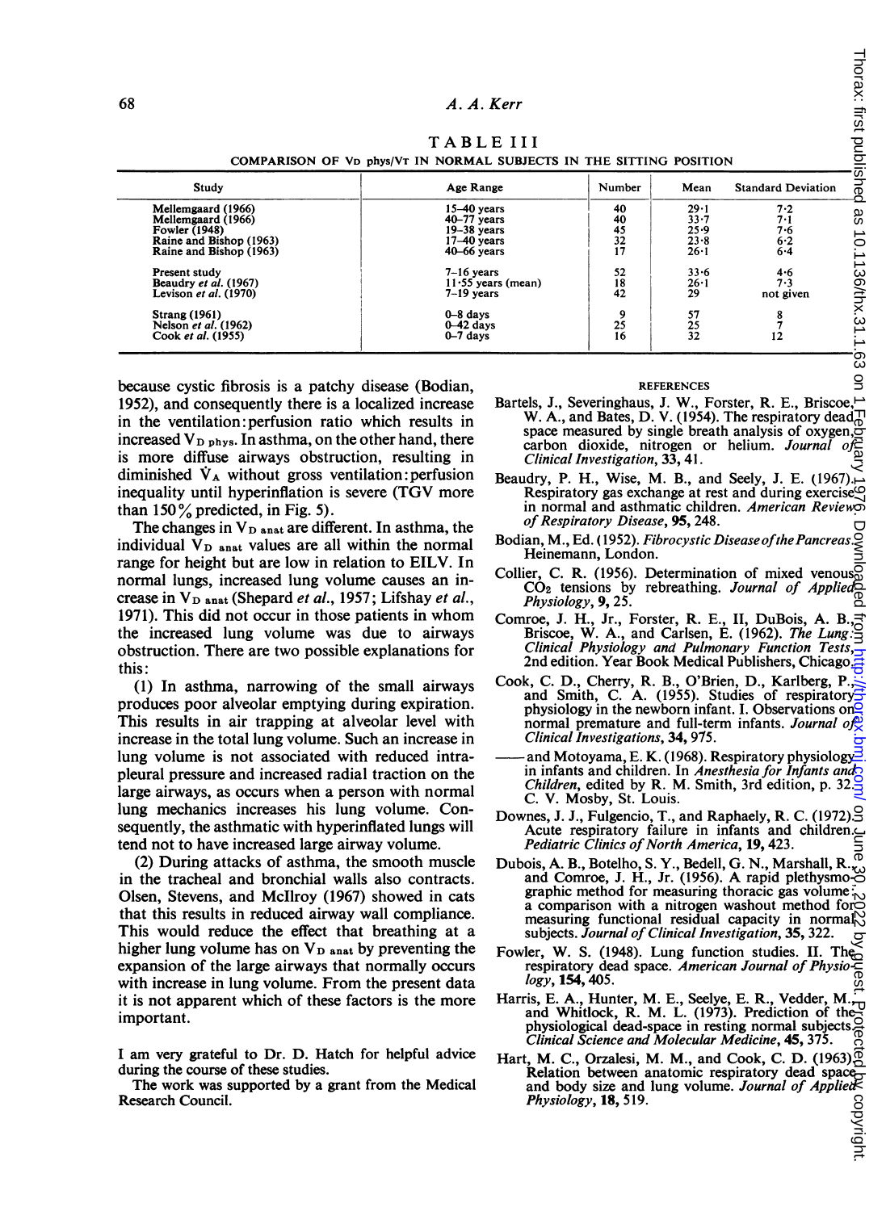TABLE III

COMPARISON OF $V_D$ phys/$V_T$ IN NORMAL SUBJECTS IN THE SITTING POSITION

| Study | Age Range | Number | Mean | Standard Deviation |
|---|---|---|---|---|
| Mellemgaard (1966) | 15–40 years | 40 | 29·1 | 7·2 |
| Mellemgaard (1966) | 40–77 years | 40 | 33·7 | 7·1 |
| Fowler (1948) | 19–38 years | 45 | 25·9 | 7·6 |
| Raine and Bishop (1963) | 17–40 years | 32 | 23·8 | 6·2 |
| Raine and Bishop (1963) | 40–66 years | 17 | 26·1 | 6·4 |
| Present study | 7–16 years | 52 | 33·6 | 4·6 |
| Beaudry *et al.* (1967) | 11·55 years (mean) | 18 | 26·1 | 7·3 |
| Levison *et al.* (1970) | 7–19 years | 42 | 29 | not given |
| Strang (1961) | 0–8 days | 9 | 57 | 8 |
| Nelson *et al.* (1962) | 0–42 days | 25 | 25 | 7 |
| Cook *et al.* (1955) | 0–7 days | 16 | 32 | 12 |

because cystic fibrosis is a patchy disease (Bodian, 1952), and consequently there is a localized increase in the ventilation:perfusion ratio which results in increased $V_{D\ phys}$. In asthma, on the other hand, there is more diffuse airways obstruction, resulting in diminished $\dot{V}_A$ without gross ventilation:perfusion inequality until hyperinflation is severe (TGV more than 150% predicted, in Fig. 5).

The changes in $V_{D\ anat}$ are different. In asthma, the individual $V_{D\ anat}$ values are all within the normal range for height but are low in relation to EILV. In normal lungs, increased lung volume causes an increase in $V_{D\ anat}$ (Shepard *et al.*, 1957; Lifshay *et al.*, 1971). This did not occur in those patients in whom the increased lung volume was due to airways obstruction. There are two possible explanations for this:

(1) In asthma, narrowing of the small airways produces poor alveolar emptying during expiration. This results in air trapping at alveolar level with increase in the total lung volume. Such an increase in lung volume is not associated with reduced intrapleural pressure and increased radial traction on the large airways, as occurs when a person with normal lung mechanics increases his lung volume. Consequently, the asthmatic with hyperinflated lungs will tend not to have increased large airway volume.

(2) During attacks of asthma, the smooth muscle in the tracheal and bronchial walls also contracts. Olsen, Stevens, and McIlroy (1967) showed in cats that this results in reduced airway wall compliance. This would reduce the effect that breathing at a higher lung volume has on $V_{D\ anat}$ by preventing the expansion of the large airways that normally occurs with increase in lung volume. From the present data it is not apparent which of these factors is the more important.

I am very grateful to Dr. D. Hatch for helpful advice during the course of these studies.

The work was supported by a grant from the Medical Research Council.

## REFERENCES

Bartels, J., Severinghaus, J. W., Forster, R. E., Briscoe, W. A., and Bates, D. V. (1954). The respiratory dead space measured by single breath analysis of oxygen, carbon dioxide, nitrogen or helium. *Journal of Clinical Investigation*, **33**, 41.

Beaudry, P. H., Wise, M. B., and Seely, J. E. (1967). Respiratory gas exchange at rest and during exercise in normal and asthmatic children. *American Review of Respiratory Disease*, **95**, 248.

Bodian, M., Ed. (1952). *Fibrocystic Disease of the Pancreas*. Heinemann, London.

Collier, C. R. (1956). Determination of mixed venous $CO_2$ tensions by rebreathing. *Journal of Applied Physiology*, **9**, 25.

Comroe, J. H., Jr., Forster, R. E., II, DuBois, A. B., Briscoe, W. A., and Carlsen, E. (1962). *The Lung: Clinical Physiology and Pulmonary Function Tests*, 2nd edition. Year Book Medical Publishers, Chicago.

Cook, C. D., Cherry, R. B., O'Brien, D., Karlberg, P., and Smith, C. A. (1955). Studies of respiratory physiology in the newborn infant. I. Observations on normal premature and full-term infants. *Journal of Clinical Investigations*, **34**, 975.

—— and Motoyama, E. K. (1968). Respiratory physiology in infants and children. In *Anesthesia for Infants and Children*, edited by R. M. Smith, 3rd edition, p. 32. C. V. Mosby, St. Louis.

Downes, J. J., Fulgencio, T., and Raphaely, R. C. (1972). Acute respiratory failure in infants and children. *Pediatric Clinics of North America*, **19**, 423.

Dubois, A. B., Botelho, S. Y., Bedell, G. N., Marshall, R., and Comroe, J. H., Jr. (1956). A rapid plethysmographic method for measuring thoracic gas volume: a comparison with a nitrogen washout method for measuring functional residual capacity in normal subjects. *Journal of Clinical Investigation*, **35**, 322.

Fowler, W. S. (1948). Lung function studies. II. The respiratory dead space. *American Journal of Physiology*, **154**, 405.

Harris, E. A., Hunter, M. E., Seelye, E. R., Vedder, M., and Whitlock, R. M. L. (1973). Prediction of the physiological dead-space in resting normal subjects. *Clinical Science and Molecular Medicine*, **45**, 375.

Hart, M. C., Orzalesi, M. M., and Cook, C. D. (1963). Relation between anatomic respiratory dead space and body size and lung volume. *Journal of Applied Physiology*, **18**, 519.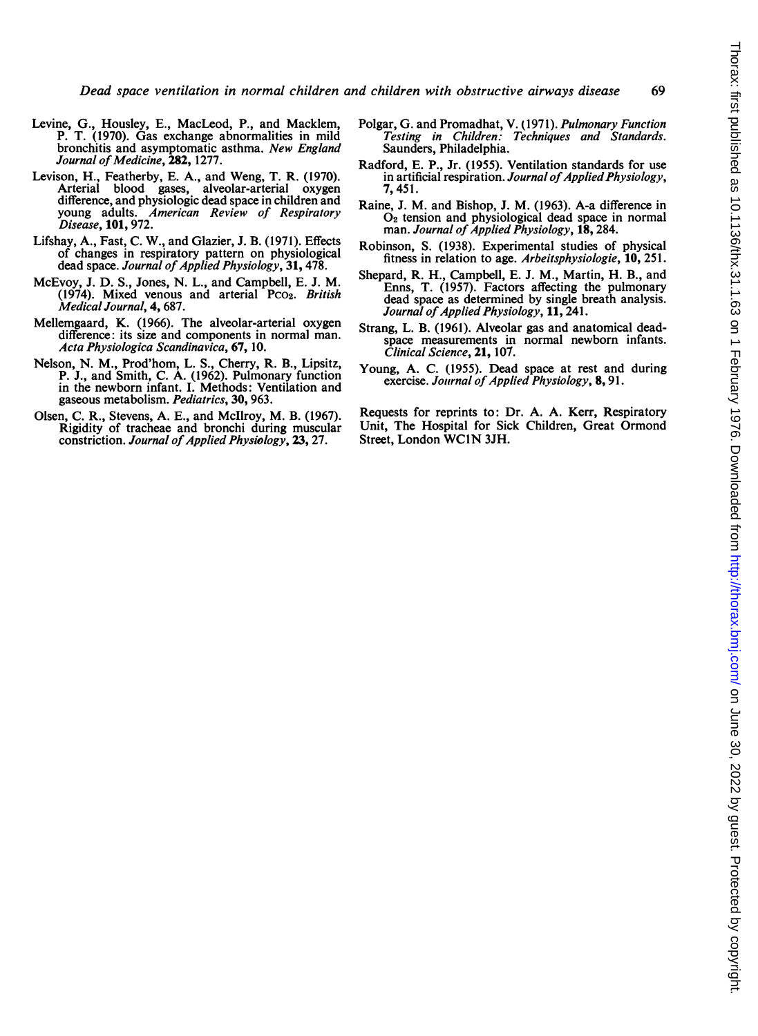Levine, G., Housley, E., MacLeod, P., and Macklem, P. T. (1970). Gas exchange abnormalities in mild bronchitis and asymptomatic asthma. *New England Journal of Medicine*, **282**, 1277.

Levison, H., Featherby, E. A., and Weng, T. R. (1970). Arterial blood gases, alveolar-arterial oxygen difference, and physiologic dead space in children and young adults. *American Review of Respiratory Disease*, **101**, 972.

Lifshay, A., Fast, C. W., and Glazier, J. B. (1971). Effects of changes in respiratory pattern on physiological dead space. *Journal of Applied Physiology*, **31**, 478.

McEvoy, J. D. S., Jones, N. L., and Campbell, E. J. M. (1974). Mixed venous and arterial $P_{CO_2}$. *British Medical Journal*, **4**, 687.

Mellemgaard, K. (1966). The alveolar-arterial oxygen difference: its size and components in normal man. *Acta Physiologica Scandinavica*, **67**, 10.

Nelson, N. M., Prod'hom, L. S., Cherry, R. B., Lipsitz, P. J., and Smith, C. A. (1962). Pulmonary function in the newborn infant. I. Methods: Ventilation and gaseous metabolism. *Pediatrics*, **30**, 963.

Olsen, C. R., Stevens, A. E., and McIlroy, M. B. (1967). Rigidity of tracheae and bronchi during muscular constriction. *Journal of Applied Physiology*, **23**, 27.

Polgar, G. and Promadhat, V. (1971). *Pulmonary Function Testing in Children: Techniques and Standards*. Saunders, Philadelphia.

Radford, E. P., Jr. (1955). Ventilation standards for use in artificial respiration. *Journal of Applied Physiology*, **7**, 451.

Raine, J. M. and Bishop, J. M. (1963). A-a difference in $O_2$ tension and physiological dead space in normal man. *Journal of Applied Physiology*, **18**, 284.

Robinson, S. (1938). Experimental studies of physical fitness in relation to age. *Arbeitsphysiologie*, **10**, 251.

Shepard, R. H., Campbell, E. J. M., Martin, H. B., and Enns, T. (1957). Factors affecting the pulmonary dead space as determined by single breath analysis. *Journal of Applied Physiology*, **11**, 241.

Strang, L. B. (1961). Alveolar gas and anatomical dead-space measurements in normal newborn infants. *Clinical Science*, **21**, 107.

Young, A. C. (1955). Dead space at rest and during exercise. *Journal of Applied Physiology*, **8**, 91.

Requests for reprints to: Dr. A. A. Kerr, Respiratory Unit, The Hospital for Sick Children, Great Ormond Street, London WC1N 3JH.